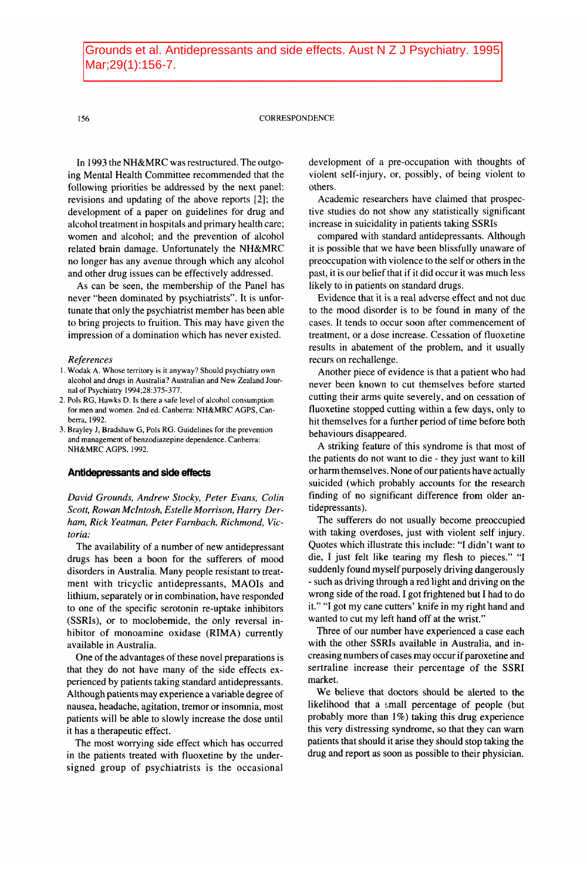Grounds et al. Antidepressants and side effects. Aust N Z J Psychiatry. 1995 Mar;29(1):156-7.

In 1993 the NH&MRC was restructured. The outgoing Mental Health Committee recommended that the following priorities be addressed by the next panel: revisions and updating of the above reports [2]; the development of a paper on guidelines for drug and alcohol treatment in hospitals and primary health care; women and alcohol; and the prevention of alcohol related brain damage. Unfortunately the NH&MRC no longer has any avenue through which any alcohol and other drug issues can be effectively addressed.

As can be seen, the membership of the Panel has never "been dominated by psychiatrists". It is unfortunate that only the psychiatrist member has been able to bring projects to fruition. This may have given the impression of a domination which has never existed.

*References*

1. Wodak A. Whose territory is it anyway? Should psychiatry own alcohol and drugs in Australia? Australian and New Zealand Journal of Psychiatry 1994;28:375-377.
2. Pols RG, Hawks D. Is there a safe level of alcohol consumption for men and women. 2nd ed. Canberra: NH&MRC AGPS, Canberra, 1992.
3. Brayley J, Bradshaw G, Pols RG. Guidelines for the prevention and management of benzodiazepine dependence. Canberra: NH&MRC AGPS, 1992.

## Antidepressants and side effects

*David Grounds, Andrew Stocky, Peter Evans, Colin Scott, Rowan McIntosh, Estelle Morrison, Harry Derham, Rick Yeatman, Peter Farnbach, Richmond, Victoria:*

The availability of a number of new antidepressant drugs has been a boon for the sufferers of mood disorders in Australia. Many people resistant to treatment with tricyclic antidepressants, MAOIs and lithium, separately or in combination, have responded to one of the specific serotonin re-uptake inhibitors (SSRIs), or to moclobemide, the only reversal inhibitor of monoamine oxidase (RIMA) currently available in Australia.

One of the advantages of these novel preparations is that they do not have many of the side effects experienced by patients taking standard antidepressants. Although patients may experience a variable degree of nausea, headache, agitation, tremor or insomnia, most patients will be able to slowly increase the dose until it has a therapeutic effect.

The most worrying side effect which has occurred in the patients treated with fluoxetine by the undersigned group of psychiatrists is the occasional development of a pre-occupation with thoughts of violent self-injury, or, possibly, of being violent to others.

Academic researchers have claimed that prospective studies do not show any statistically significant increase in suicidality in patients taking SSRIs compared with standard antidepressants. Although it is possible that we have been blissfully unaware of preoccupation with violence to the self or others in the past, it is our belief that if it did occur it was much less likely to in patients on standard drugs.

Evidence that it is a real adverse effect and not due to the mood disorder is to be found in many of the cases. It tends to occur soon after commencement of treatment, or a dose increase. Cessation of fluoxetine results in abatement of the problem, and it usually recurs on rechallenge.

Another piece of evidence is that a patient who had never been known to cut themselves before started cutting their arms quite severely, and on cessation of fluoxetine stopped cutting within a few days, only to hit themselves for a further period of time before both behaviours disappeared.

A striking feature of this syndrome is that most of the patients do not want to die - they just want to kill or harm themselves. None of our patients have actually suicided (which probably accounts for the research finding of no significant difference from older antidepressants).

The sufferers do not usually become preoccupied with taking overdoses, just with violent self injury. Quotes which illustrate this include: "I didn't want to die, I just felt like tearing my flesh to pieces." "I suddenly found myself purposely driving dangerously - such as driving through a red light and driving on the wrong side of the road. I got frightened but I had to do it." "I got my cane cutters' knife in my right hand and wanted to cut my left hand off at the wrist."

Three of our number have experienced a case each with the other SSRIs available in Australia, and increasing numbers of cases may occur if paroxetine and sertraline increase their percentage of the SSRI market.

We believe that doctors should be alerted to the likelihood that a small percentage of people (but probably more than 1%) taking this drug experience this very distressing syndrome, so that they can warn patients that should it arise they should stop taking the drug and report as soon as possible to their physician.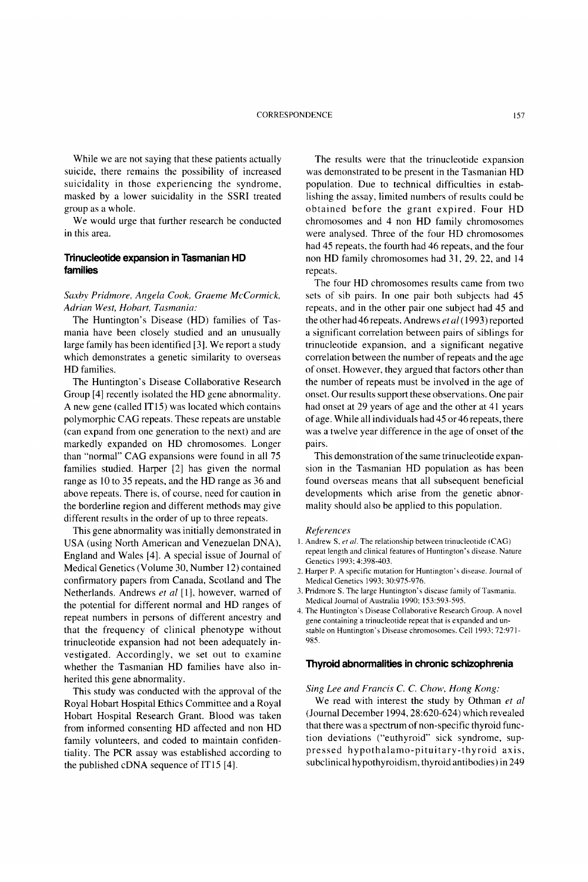While we are not saying that these patients actually suicide, there remains the possibility of increased suicidality in those experiencing the syndrome, masked by a lower suicidality in the SSRI treated group as a whole.

We would urge that further research be conducted in this area.

## Trinucleotide expansion in Tasmanian HD families

*Saxby Pridmore, Angela Cook, Graeme McCormick, Adrian West, Hobart, Tasmania:*

The Huntington's Disease (HD) families of Tasmania have been closely studied and an unusually large family has been identified [3]. We report a study which demonstrates a genetic similarity to overseas HD families.

The Huntington's Disease Collaborative Research Group [4] recently isolated the HD gene abnormality. A new gene (called IT15) was located which contains polymorphic CAG repeats. These repeats are unstable (can expand from one generation to the next) and are markedly expanded on HD chromosomes. Longer than "normal" CAG expansions were found in all 75 families studied. Harper [2] has given the normal range as 10 to 35 repeats, and the HD range as 36 and above repeats. There is, of course, need for caution in the borderline region and different methods may give different results in the order of up to three repeats.

This gene abnormality was initially demonstrated in USA (using North American and Venezuelan DNA), England and Wales [4]. A special issue of Journal of Medical Genetics (Volume 30, Number 12) contained confirmatory papers from Canada, Scotland and The Netherlands. Andrews *et al* [1], however, warned of the potential for different normal and HD ranges of repeat numbers in persons of different ancestry and that the frequency of clinical phenotype without trinucleotide expansion had not been adequately investigated. Accordingly, we set out to examine whether the Tasmanian HD families have also inherited this gene abnormality.

This study was conducted with the approval of the Royal Hobart Hospital Ethics Committee and a Royal Hobart Hospital Research Grant. Blood was taken from informed consenting HD affected and non HD family volunteers, and coded to maintain confidentiality. The PCR assay was established according to the published cDNA sequence of IT15 [4].

The results were that the trinucleotide expansion was demonstrated to be present in the Tasmanian HD population. Due to technical difficulties in establishing the assay, limited numbers of results could be obtained before the grant expired. Four HD chromosomes and 4 non HD family chromosomes were analysed. Three of the four HD chromosomes had 45 repeats, the fourth had 46 repeats, and the four non HD family chromosomes had 31, 29, 22, and 14 repeats.

The four HD chromosomes results came from two sets of sib pairs. In one pair both subjects had 45 repeats, and in the other pair one subject had 45 and the other had 46 repeats. Andrews *et al* (1993) reported a significant correlation between pairs of siblings for trinucleotide expansion, and a significant negative correlation between the number of repeats and the age of onset. However, they argued that factors other than the number of repeats must be involved in the age of onset. Our results support these observations. One pair had onset at 29 years of age and the other at 41 years of age. While all individuals had 45 or 46 repeats, there was a twelve year difference in the age of onset of the pairs.

This demonstration of the same trinucleotide expansion in the Tasmanian HD population as has been found overseas means that all subsequent beneficial developments which arise from the genetic abnormality should also be applied to this population.

### References

1. Andrew S, *et al*. The relationship between trinucleotide (CAG) repeat length and clinical features of Huntington's disease. Nature Genetics 1993; 4:398-403.
2. Harper P. A specific mutation for Huntington's disease. Journal of Medical Genetics 1993; 30:975-976.
3. Pridmore S. The large Huntington's disease family of Tasmania. Medical Journal of Australia 1990; 153:593-595.
4. The Huntington's Disease Collaborative Research Group. A novel gene containing a trinucleotide repeat that is expanded and unstable on Huntington's Disease chromosomes. Cell 1993; 72:971-985.

## Thyroid abnormalities in chronic schizophrenia

*Sing Lee and Francis C. C. Chow, Hong Kong:*

We read with interest the study by Othman *et al* (Journal December 1994, 28:620-624) which revealed that there was a spectrum of non-specific thyroid function deviations ("euthyroid" sick syndrome, suppressed hypothalamo-pituitary-thyroid axis, subclinical hypothyroidism, thyroid antibodies) in 249